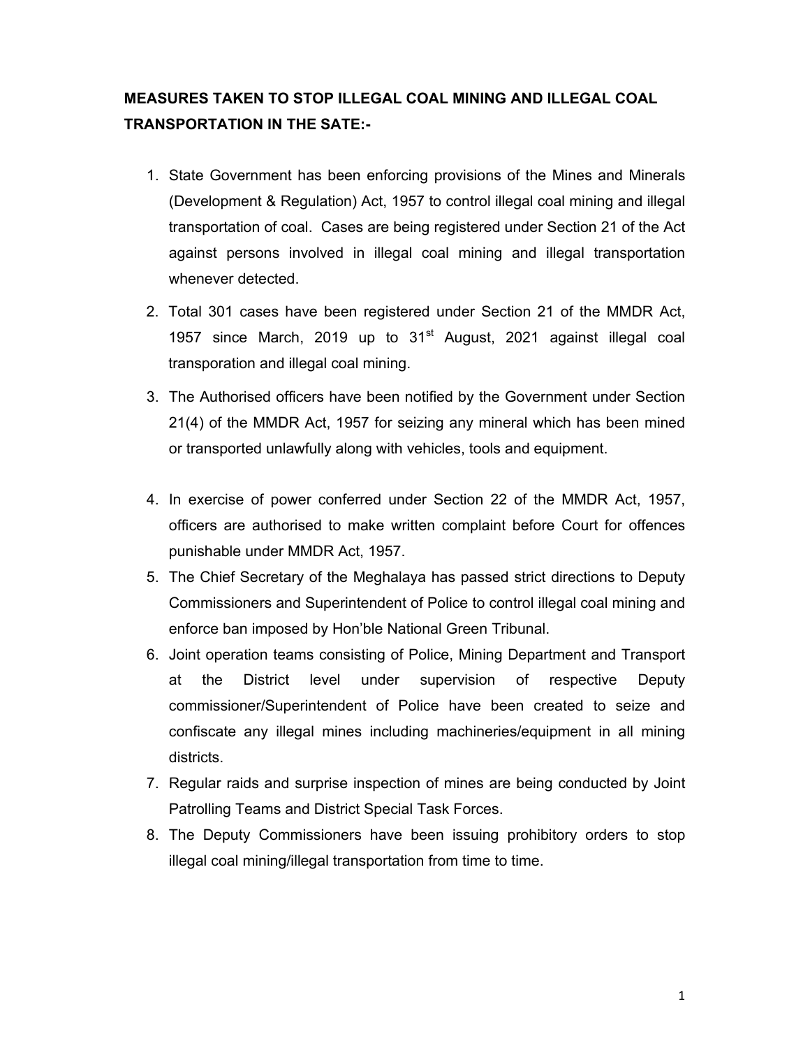**MEASURES TAKEN TO STOP ILLEGAL COAL MINING AND ILLEGAL COAL TRANSPORTATION IN THE SATE:-**

1. State Government has been enforcing provisions of the Mines and Minerals (Development & Regulation) Act, 1957 to control illegal coal mining and illegal transportation of coal. Cases are being registered under Section 21 of the Act against persons involved in illegal coal mining and illegal transportation whenever detected.
2. Total 301 cases have been registered under Section 21 of the MMDR Act, 1957 since March, 2019 up to 31st August, 2021 against illegal coal transporation and illegal coal mining.
3. The Authorised officers have been notified by the Government under Section 21(4) of the MMDR Act, 1957 for seizing any mineral which has been mined or transported unlawfully along with vehicles, tools and equipment.
4. In exercise of power conferred under Section 22 of the MMDR Act, 1957, officers are authorised to make written complaint before Court for offences punishable under MMDR Act, 1957.
5. The Chief Secretary of the Meghalaya has passed strict directions to Deputy Commissioners and Superintendent of Police to control illegal coal mining and enforce ban imposed by Hon'ble National Green Tribunal.
6. Joint operation teams consisting of Police, Mining Department and Transport at the District level under supervision of respective Deputy commissioner/Superintendent of Police have been created to seize and confiscate any illegal mines including machineries/equipment in all mining districts.
7. Regular raids and surprise inspection of mines are being conducted by Joint Patrolling Teams and District Special Task Forces.
8. The Deputy Commissioners have been issuing prohibitory orders to stop illegal coal mining/illegal transportation from time to time.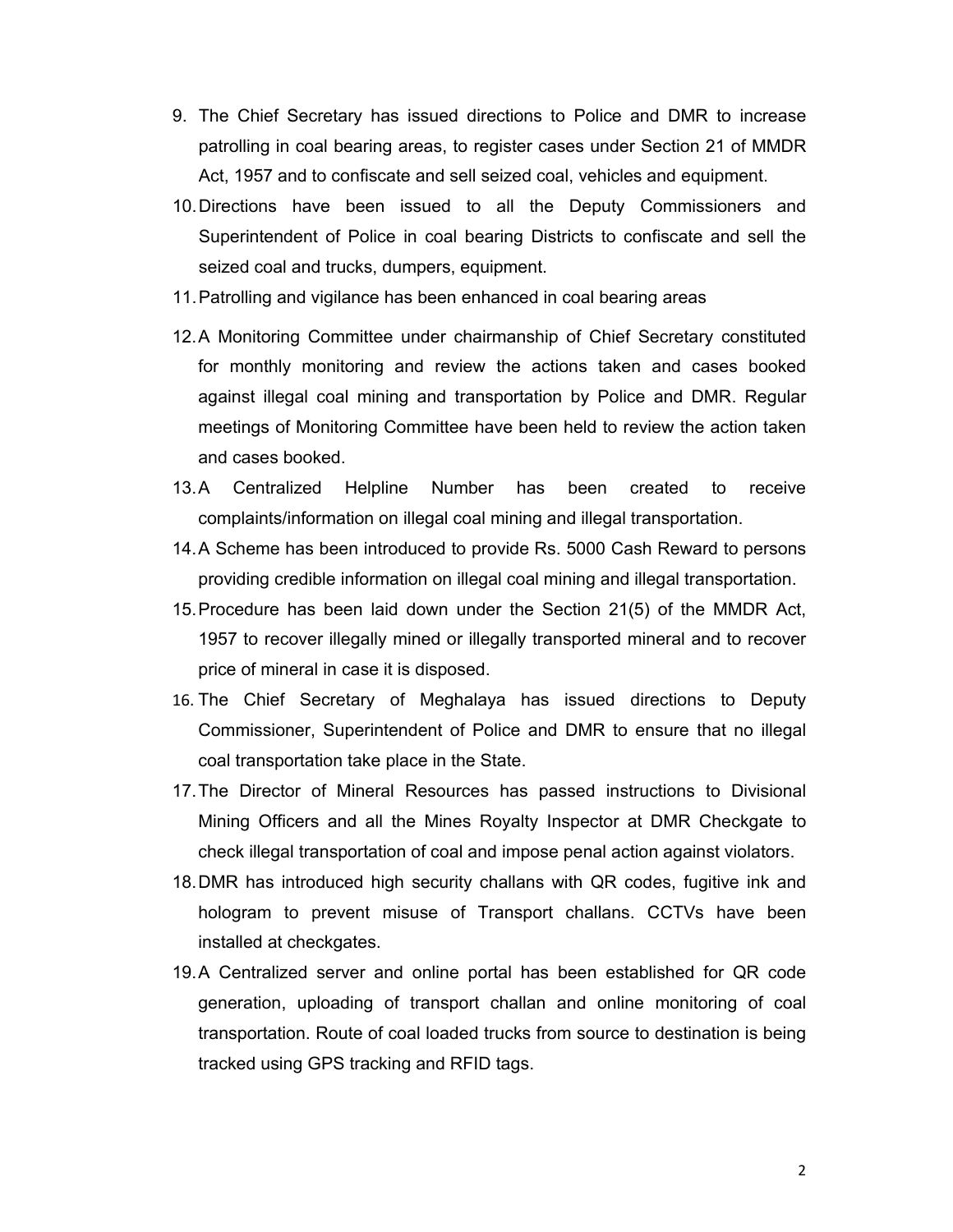9. The Chief Secretary has issued directions to Police and DMR to increase patrolling in coal bearing areas, to register cases under Section 21 of MMDR Act, 1957 and to confiscate and sell seized coal, vehicles and equipment.
10. Directions have been issued to all the Deputy Commissioners and Superintendent of Police in coal bearing Districts to confiscate and sell the seized coal and trucks, dumpers, equipment.
11. Patrolling and vigilance has been enhanced in coal bearing areas
12. A Monitoring Committee under chairmanship of Chief Secretary constituted for monthly monitoring and review the actions taken and cases booked against illegal coal mining and transportation by Police and DMR. Regular meetings of Monitoring Committee have been held to review the action taken and cases booked.
13. A Centralized Helpline Number has been created to receive complaints/information on illegal coal mining and illegal transportation.
14. A Scheme has been introduced to provide Rs. 5000 Cash Reward to persons providing credible information on illegal coal mining and illegal transportation.
15. Procedure has been laid down under the Section 21(5) of the MMDR Act, 1957 to recover illegally mined or illegally transported mineral and to recover price of mineral in case it is disposed.
16. The Chief Secretary of Meghalaya has issued directions to Deputy Commissioner, Superintendent of Police and DMR to ensure that no illegal coal transportation take place in the State.
17. The Director of Mineral Resources has passed instructions to Divisional Mining Officers and all the Mines Royalty Inspector at DMR Checkgate to check illegal transportation of coal and impose penal action against violators.
18. DMR has introduced high security challans with QR codes, fugitive ink and hologram to prevent misuse of Transport challans. CCTVs have been installed at checkgates.
19. A Centralized server and online portal has been established for QR code generation, uploading of transport challan and online monitoring of coal transportation. Route of coal loaded trucks from source to destination is being tracked using GPS tracking and RFID tags.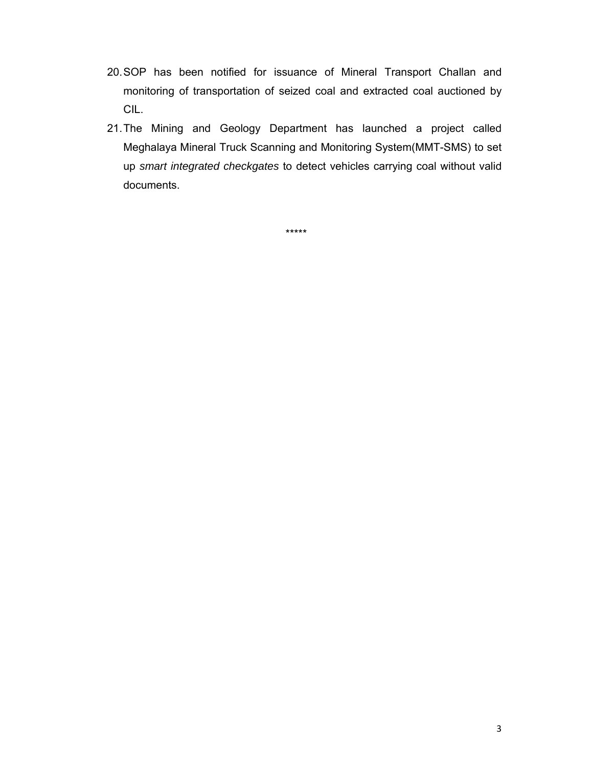20. SOP has been notified for issuance of Mineral Transport Challan and monitoring of transportation of seized coal and extracted coal auctioned by CIL.
21. The Mining and Geology Department has launched a project called Meghalaya Mineral Truck Scanning and Monitoring System(MMT-SMS) to set up *smart integrated checkgates* to detect vehicles carrying coal without valid documents.

*****